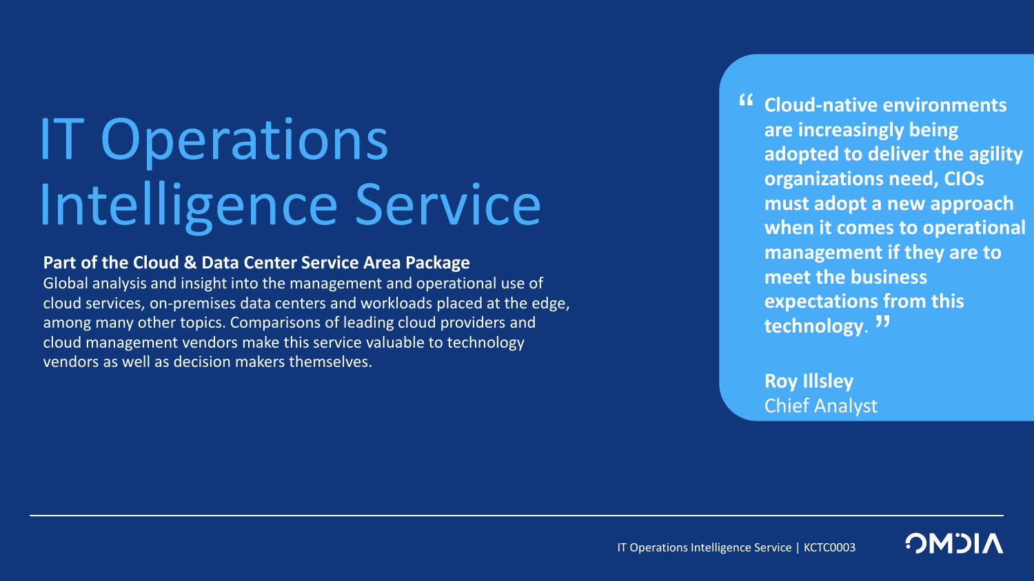# IT Operations Intelligence Service

**Part of the Cloud & Data Center Service Area Package**

Global analysis and insight into the management and operational use of cloud services, on-premises data centers and workloads placed at the edge, among many other topics. Comparisons of leading cloud providers and cloud management vendors make this service valuable to technology vendors as well as decision makers themselves.

> **“Cloud-native environments are increasingly being adopted to deliver the agility organizations need, CIOs must adopt a new approach when it comes to operational management if they are to meet the business expectations from this technology.”**
>
> **Roy Illsley**
> Chief Analyst

IT Operations Intelligence Service | KCTC0003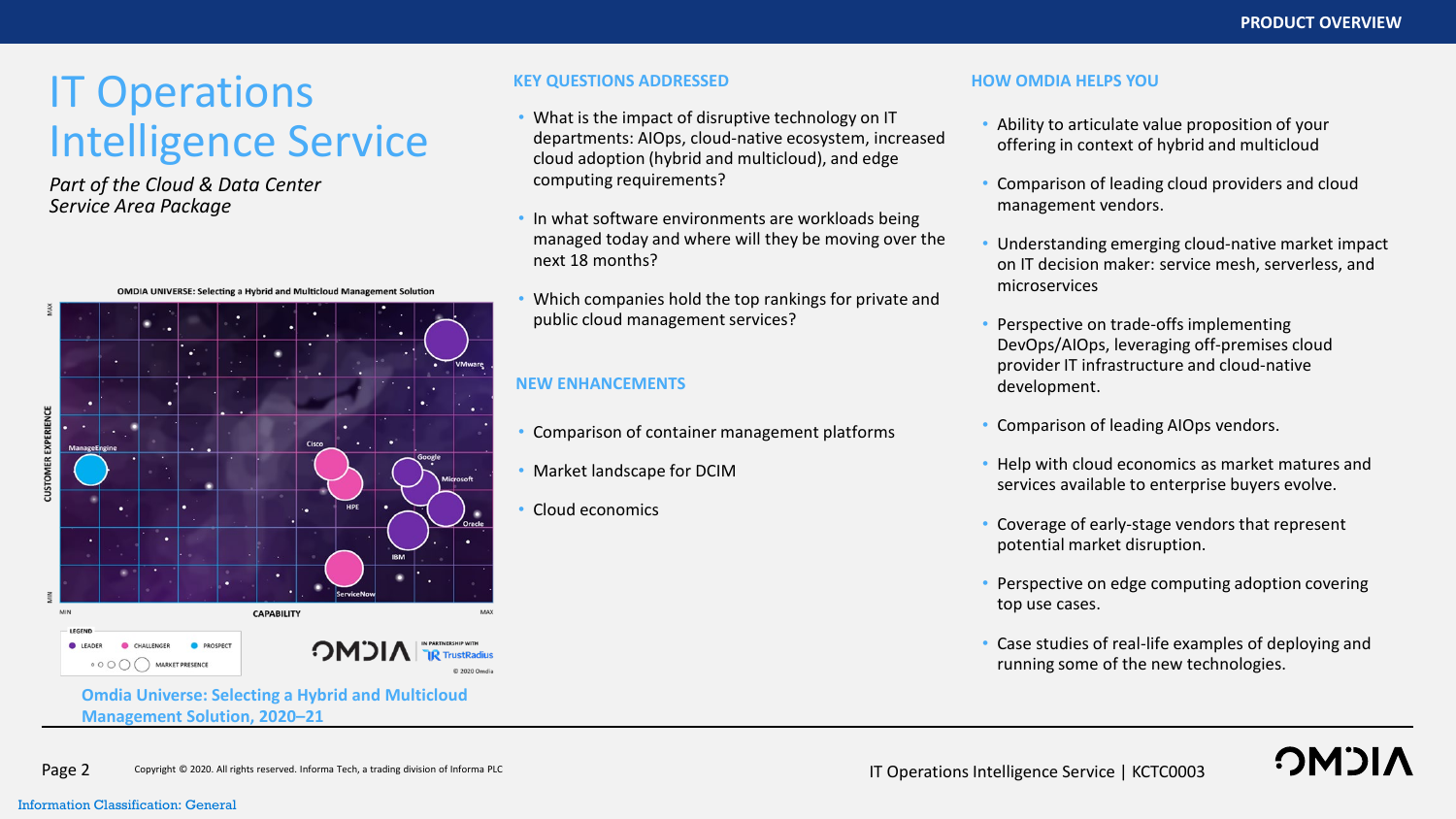# IT Operations Intelligence Service

*Part of the Cloud & Data Center Service Area Package*

Omdia Universe: Selecting a Hybrid and Multicloud Management Solution, 2020–21

## KEY QUESTIONS ADDRESSED

- What is the impact of disruptive technology on IT departments: AIOps, cloud-native ecosystem, increased cloud adoption (hybrid and multicloud), and edge computing requirements?
- In what software environments are workloads being managed today and where will they be moving over the next 18 months?
- Which companies hold the top rankings for private and public cloud management services?

## NEW ENHANCEMENTS

- Comparison of container management platforms
- Market landscape for DCIM
- Cloud economics

## HOW OMDIA HELPS YOU

- Ability to articulate value proposition of your offering in context of hybrid and multicloud
- Comparison of leading cloud providers and cloud management vendors.
- Understanding emerging cloud-native market impact on IT decision maker: service mesh, serverless, and microservices
- Perspective on trade-offs implementing DevOps/AIOps, leveraging off-premises cloud provider IT infrastructure and cloud-native development.
- Comparison of leading AIOps vendors.
- Help with cloud economics as market matures and services available to enterprise buyers evolve.
- Coverage of early-stage vendors that represent potential market disruption.
- Perspective on edge computing adoption covering top use cases.
- Case studies of real-life examples of deploying and running some of the new technologies.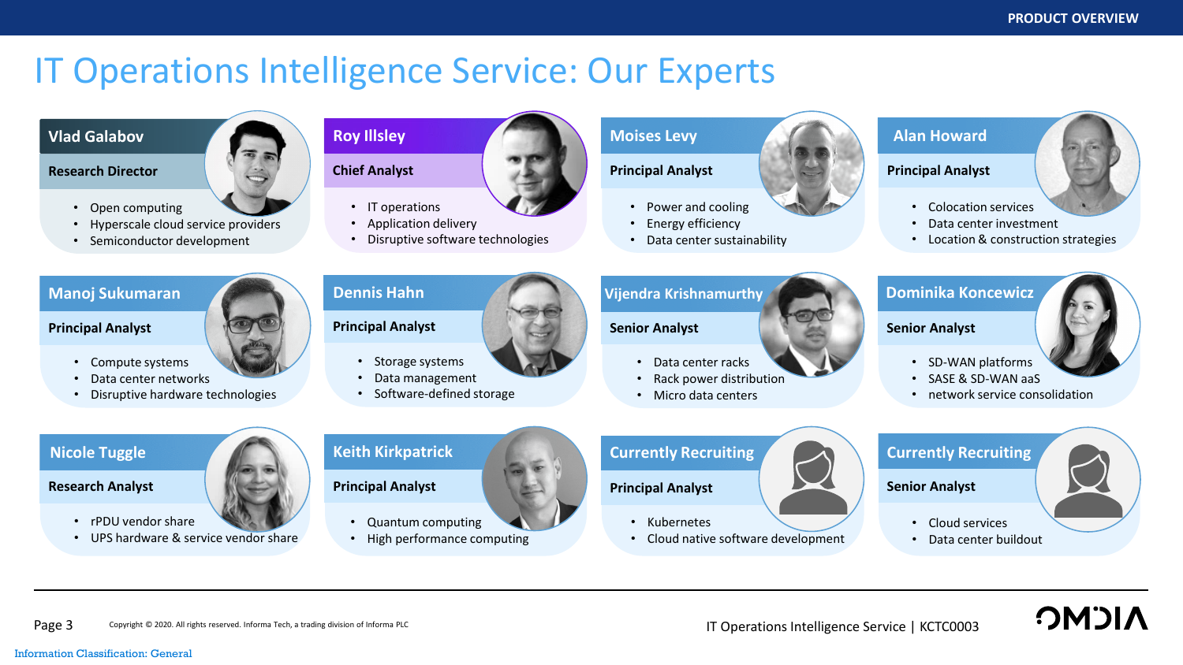# IT Operations Intelligence Service: Our Experts

### Vlad Galabov
**Research Director**
- Open computing
- Hyperscale cloud service providers
- Semiconductor development

### Roy Illsley
**Chief Analyst**
- IT operations
- Application delivery
- Disruptive software technologies

### Moises Levy
**Principal Analyst**
- Power and cooling
- Energy efficiency
- Data center sustainability

### Alan Howard
**Principal Analyst**
- Colocation services
- Data center investment
- Location & construction strategies

### Manoj Sukumaran
**Principal Analyst**
- Compute systems
- Data center networks
- Disruptive hardware technologies

### Dennis Hahn
**Principal Analyst**
- Storage systems
- Data management
- Software-defined storage

### Vijendra Krishnamurthy
**Senior Analyst**
- Data center racks
- Rack power distribution
- Micro data centers

### Dominika Koncewicz
**Senior Analyst**
- SD-WAN platforms
- SASE & SD-WAN aaS
- network service consolidation

### Nicole Tuggle
**Research Analyst**
- rPDU vendor share
- UPS hardware & service vendor share

### Keith Kirkpatrick
**Principal Analyst**
- Quantum computing
- High performance computing

### Currently Recruiting
**Principal Analyst**
- Kubernetes
- Cloud native software development

### Currently Recruiting
**Senior Analyst**
- Cloud services
- Data center buildout

Copyright © 2020. All rights reserved. Informa Tech, a trading division of Informa PLC

IT Operations Intelligence Service | KCTC0003

Information Classification: General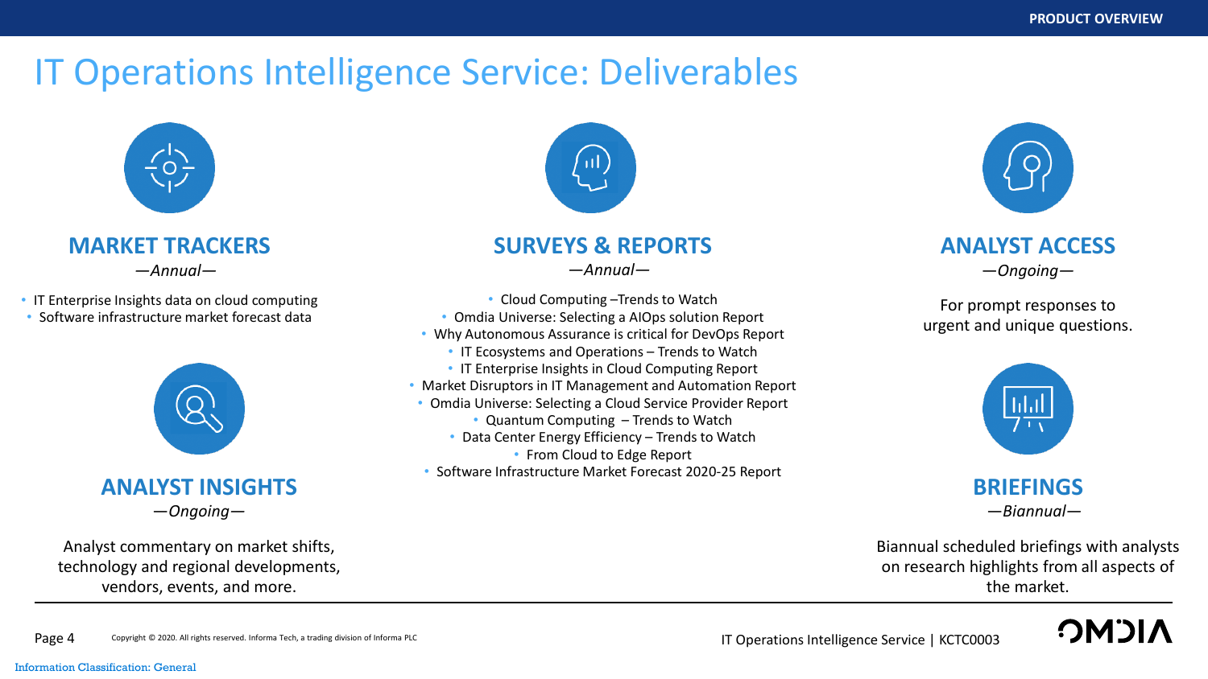# IT Operations Intelligence Service: Deliverables

## MARKET TRACKERS

*—Annual—*

- IT Enterprise Insights data on cloud computing
- Software infrastructure market forecast data

## ANALYST INSIGHTS

*—Ongoing—*

Analyst commentary on market shifts, technology and regional developments, vendors, events, and more.

## SURVEYS & REPORTS

*—Annual—*

- Cloud Computing –Trends to Watch
- Omdia Universe: Selecting a AIOps solution Report
- Why Autonomous Assurance is critical for DevOps Report
- IT Ecosystems and Operations – Trends to Watch
- IT Enterprise Insights in Cloud Computing Report
- Market Disruptors in IT Management and Automation Report
- Omdia Universe: Selecting a Cloud Service Provider Report
- Quantum Computing – Trends to Watch
- Data Center Energy Efficiency – Trends to Watch
- From Cloud to Edge Report
- Software Infrastructure Market Forecast 2020-25 Report

## ANALYST ACCESS

*—Ongoing—*

For prompt responses to urgent and unique questions.

## BRIEFINGS

*—Biannual—*

Biannual scheduled briefings with analysts on research highlights from all aspects of the market.

Copyright © 2020. All rights reserved. Informa Tech, a trading division of Informa PLC

IT Operations Intelligence Service | KCTC0003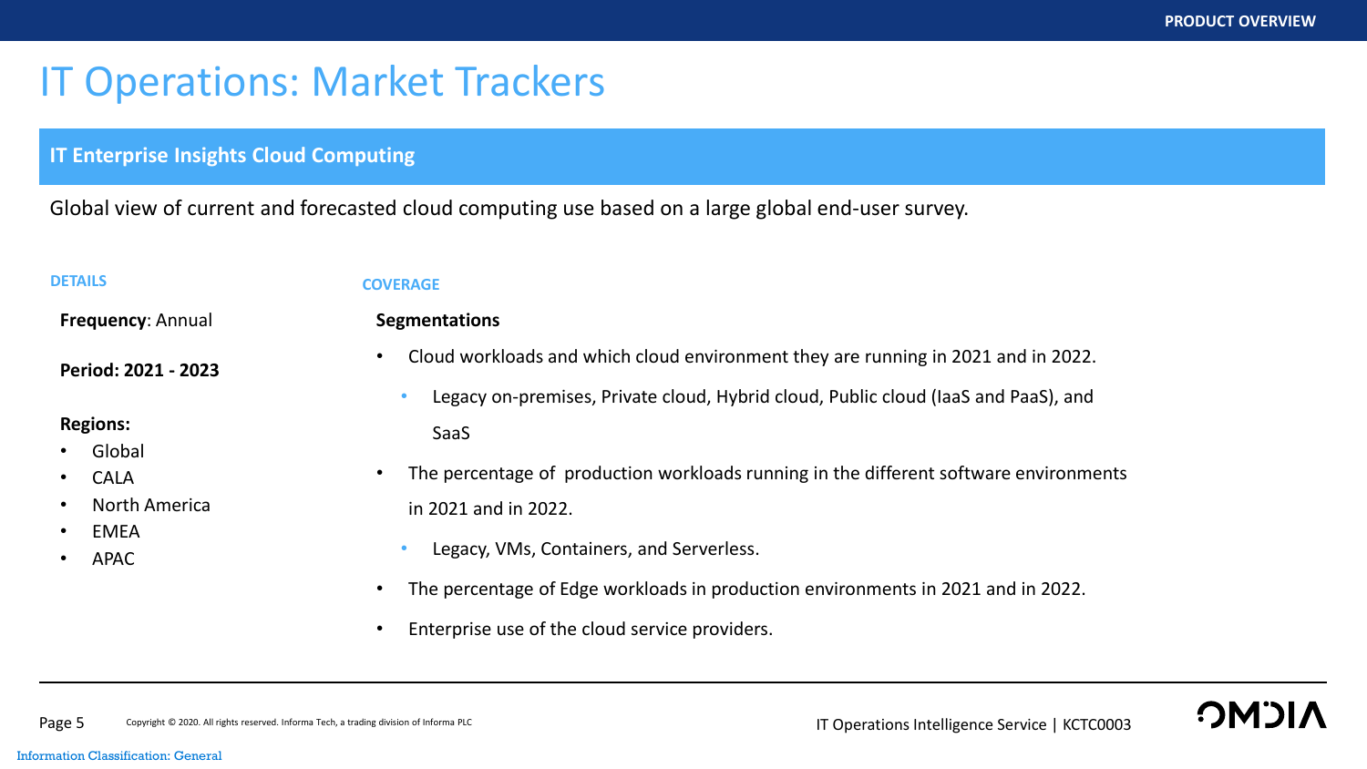# IT Operations: Market Trackers

## IT Enterprise Insights Cloud Computing

Global view of current and forecasted cloud computing use based on a large global end-user survey.

**DETAILS**

**Frequency**: Annual

**Period: 2021 - 2023**

**Regions:**

- Global
- CALA
- North America
- EMEA
- APAC

**COVERAGE**

**Segmentations**

- Cloud workloads and which cloud environment they are running in 2021 and in 2022.
  - Legacy on-premises, Private cloud, Hybrid cloud, Public cloud (IaaS and PaaS), and SaaS
- The percentage of production workloads running in the different software environments in 2021 and in 2022.
  - Legacy, VMs, Containers, and Serverless.
- The percentage of Edge workloads in production environments in 2021 and in 2022.
- Enterprise use of the cloud service providers.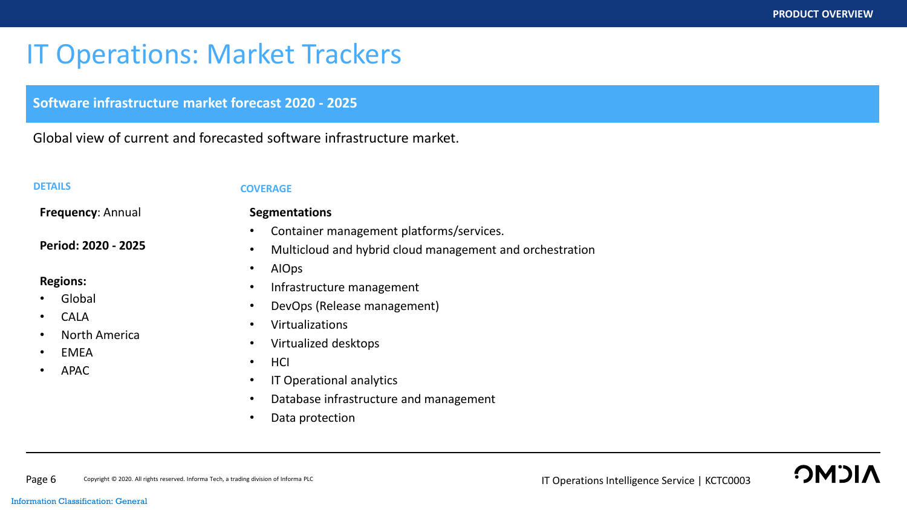# IT Operations: Market Trackers

## Software infrastructure market forecast 2020 - 2025

Global view of current and forecasted software infrastructure market.

### DETAILS

**Frequency**: Annual

**Period: 2020 - 2025**

**Regions:**

- Global
- CALA
- North America
- EMEA
- APAC

### COVERAGE

**Segmentations**

- Container management platforms/services.
- Multicloud and hybrid cloud management and orchestration
- AIOps
- Infrastructure management
- DevOps (Release management)
- Virtualizations
- Virtualized desktops
- HCI
- IT Operational analytics
- Database infrastructure and management
- Data protection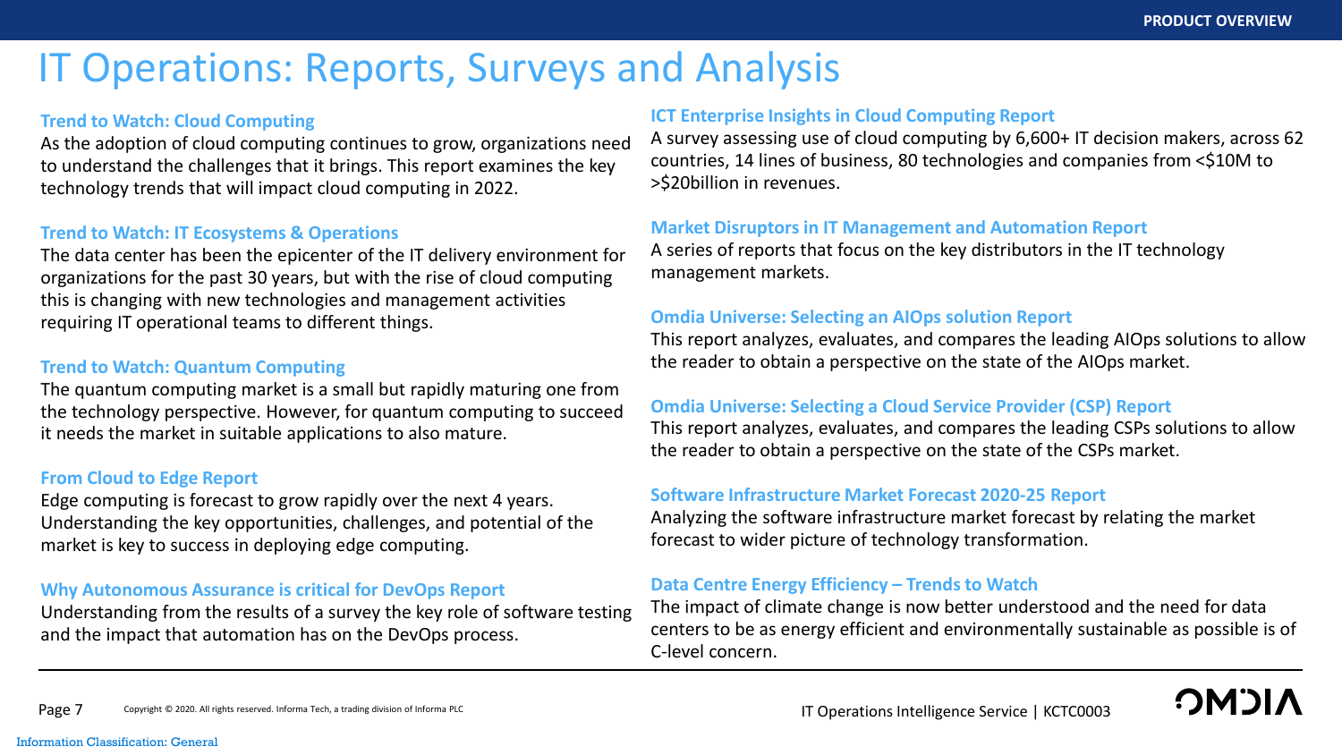# IT Operations: Reports, Surveys and Analysis

### Trend to Watch: Cloud Computing

As the adoption of cloud computing continues to grow, organizations need to understand the challenges that it brings. This report examines the key technology trends that will impact cloud computing in 2022.

### Trend to Watch: IT Ecosystems & Operations

The data center has been the epicenter of the IT delivery environment for organizations for the past 30 years, but with the rise of cloud computing this is changing with new technologies and management activities requiring IT operational teams to different things.

### Trend to Watch: Quantum Computing

The quantum computing market is a small but rapidly maturing one from the technology perspective. However, for quantum computing to succeed it needs the market in suitable applications to also mature.

### From Cloud to Edge Report

Edge computing is forecast to grow rapidly over the next 4 years. Understanding the key opportunities, challenges, and potential of the market is key to success in deploying edge computing.

### Why Autonomous Assurance is critical for DevOps Report

Understanding from the results of a survey the key role of software testing and the impact that automation has on the DevOps process.

### ICT Enterprise Insights in Cloud Computing Report

A survey assessing use of cloud computing by 6,600+ IT decision makers, across 62 countries, 14 lines of business, 80 technologies and companies from <$10M to >$20billion in revenues.

### Market Disruptors in IT Management and Automation Report

A series of reports that focus on the key distributors in the IT technology management markets.

### Omdia Universe: Selecting an AIOps solution Report

This report analyzes, evaluates, and compares the leading AIOps solutions to allow the reader to obtain a perspective on the state of the AIOps market.

### Omdia Universe: Selecting a Cloud Service Provider (CSP) Report

This report analyzes, evaluates, and compares the leading CSPs solutions to allow the reader to obtain a perspective on the state of the CSPs market.

### Software Infrastructure Market Forecast 2020-25 Report

Analyzing the software infrastructure market forecast by relating the market forecast to wider picture of technology transformation.

### Data Centre Energy Efficiency – Trends to Watch

The impact of climate change is now better understood and the need for data centers to be as energy efficient and environmentally sustainable as possible is of C-level concern.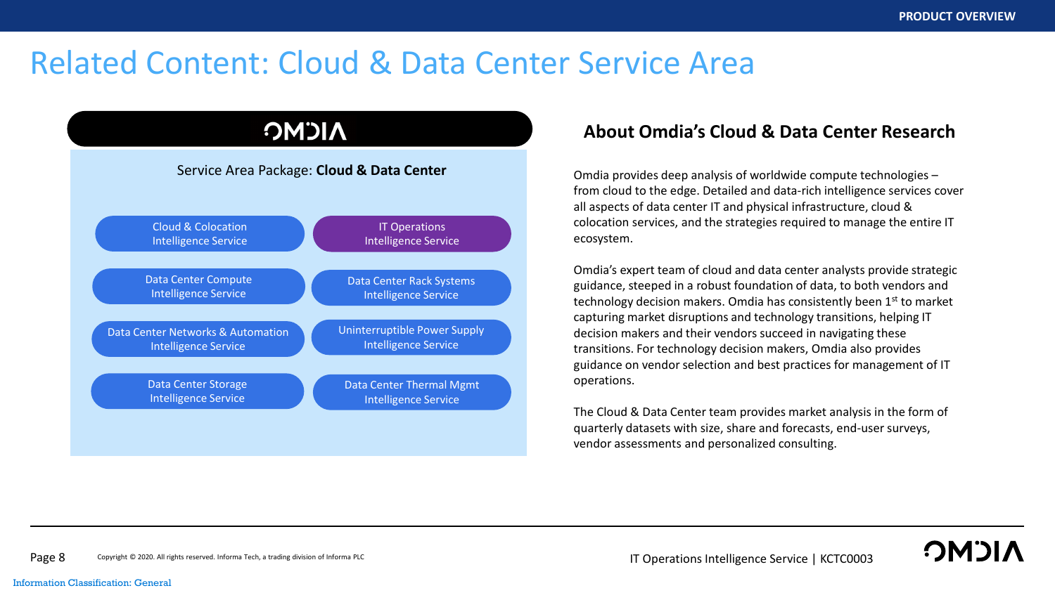# Related Content: Cloud & Data Center Service Area

OMDIA

Service Area Package: **Cloud & Data Center**

- Cloud & Colocation Intelligence Service
- IT Operations Intelligence Service
- Data Center Compute Intelligence Service
- Data Center Rack Systems Intelligence Service
- Data Center Networks & Automation Intelligence Service
- Uninterruptible Power Supply Intelligence Service
- Data Center Storage Intelligence Service
- Data Center Thermal Mgmt Intelligence Service

## About Omdia's Cloud & Data Center Research

Omdia provides deep analysis of worldwide compute technologies – from cloud to the edge. Detailed and data-rich intelligence services cover all aspects of data center IT and physical infrastructure, cloud & colocation services, and the strategies required to manage the entire IT ecosystem.

Omdia's expert team of cloud and data center analysts provide strategic guidance, steeped in a robust foundation of data, to both vendors and technology decision makers. Omdia has consistently been 1st to market capturing market disruptions and technology transitions, helping IT decision makers and their vendors succeed in navigating these transitions. For technology decision makers, Omdia also provides guidance on vendor selection and best practices for management of IT operations.

The Cloud & Data Center team provides market analysis in the form of quarterly datasets with size, share and forecasts, end-user surveys, vendor assessments and personalized consulting.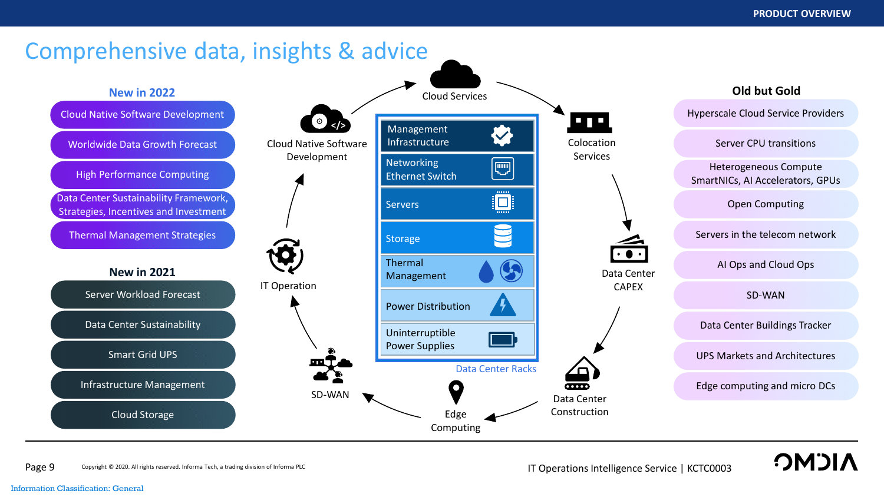# Comprehensive data, insights & advice

### New in 2022

- Cloud Native Software Development
- Worldwide Data Growth Forecast
- High Performance Computing
- Data Center Sustainability Framework, Strategies, Incentives and Investment
- Thermal Management Strategies

### New in 2021

- Server Workload Forecast
- Data Center Sustainability
- Smart Grid UPS
- Infrastructure Management
- Cloud Storage

Cloud Services → Colocation Services → Data Center CAPEX → Data Center Construction → Edge Computing → SD-WAN → IT Operation → Cloud Native Software Development → Cloud Services

**Data Center Racks**

- Management Infrastructure
- Networking Ethernet Switch
- Servers
- Storage
- Thermal Management
- Power Distribution
- Uninterruptible Power Supplies

### Old but Gold

- Hyperscale Cloud Service Providers
- Server CPU transitions
- Heterogeneous Compute SmartNICs, AI Accelerators, GPUs
- Open Computing
- Servers in the telecom network
- AI Ops and Cloud Ops
- SD-WAN
- Data Center Buildings Tracker
- UPS Markets and Architectures
- Edge computing and micro DCs

Copyright © 2020. All rights reserved. Informa Tech, a trading division of Informa PLC

IT Operations Intelligence Service | KCTC0003

Information Classification: General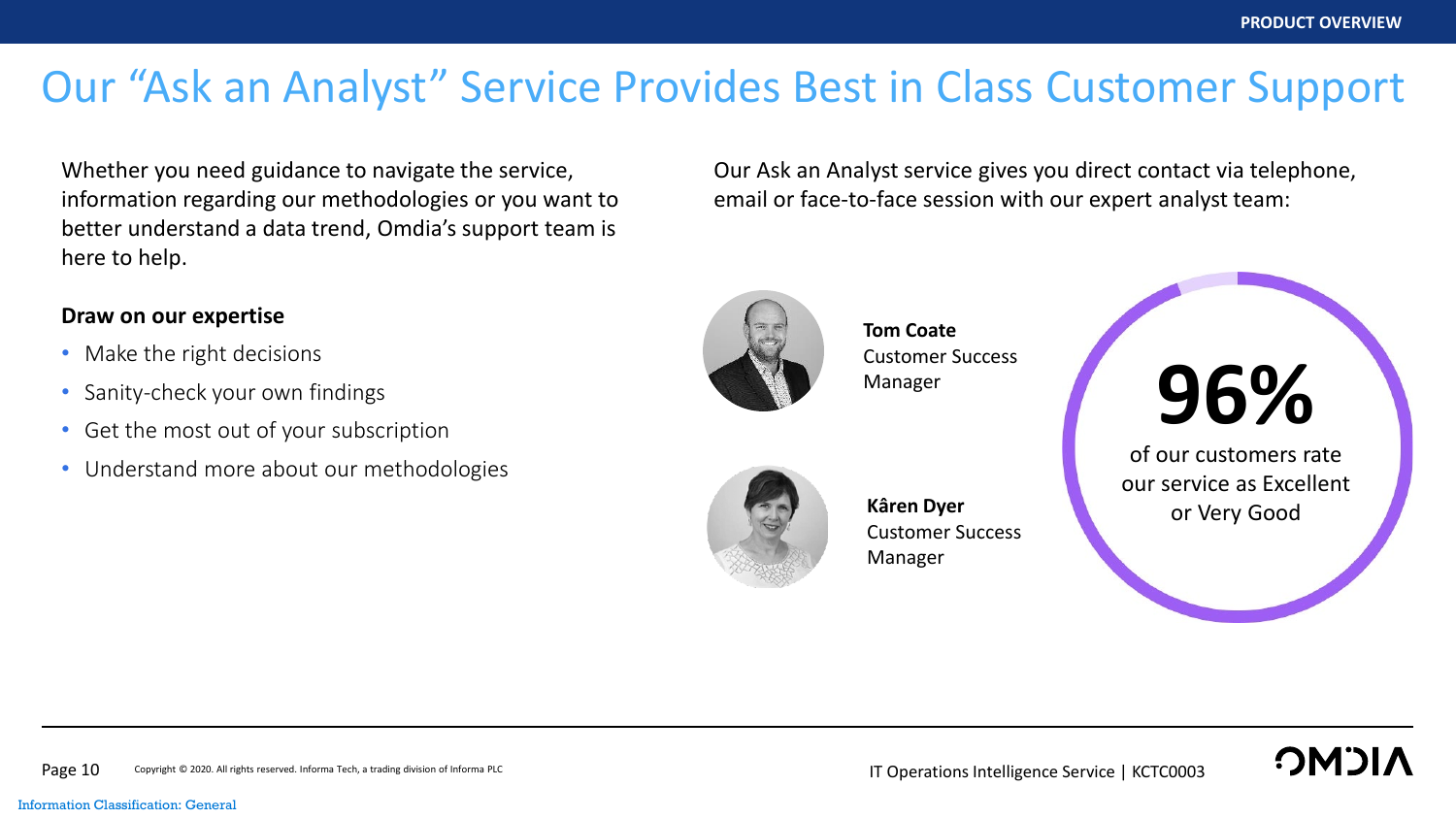# Our "Ask an Analyst" Service Provides Best in Class Customer Support

Whether you need guidance to navigate the service, information regarding our methodologies or you want to better understand a data trend, Omdia's support team is here to help.

**Draw on our expertise**

- Make the right decisions
- Sanity-check your own findings
- Get the most out of your subscription
- Understand more about our methodologies

Our Ask an Analyst service gives you direct contact via telephone, email or face-to-face session with our expert analyst team:

**Tom Coate**
Customer Success Manager

**Kâren Dyer**
Customer Success Manager

**96%**

of our customers rate our service as Excellent or Very Good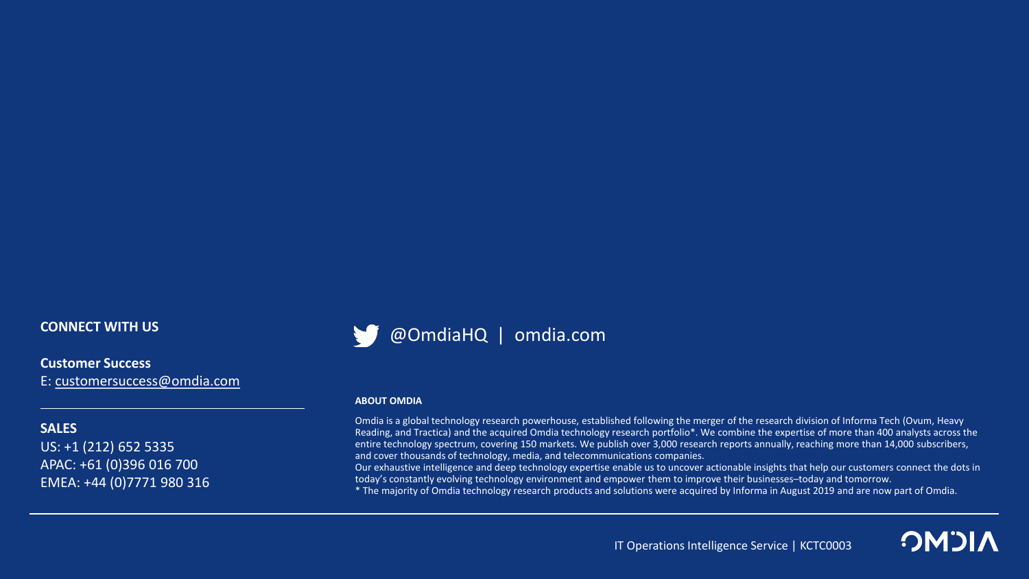## CONNECT WITH US

**Customer Success**
E: customersuccess@omdia.com

**SALES**
US: +1 (212) 652 5335
APAC: +61 (0)396 016 700
EMEA: +44 (0)7771 980 316

@OmdiaHQ | omdia.com

**ABOUT OMDIA**

Omdia is a global technology research powerhouse, established following the merger of the research division of Informa Tech (Ovum, Heavy Reading, and Tractica) and the acquired Omdia technology research portfolio*. We combine the expertise of more than 400 analysts across the entire technology spectrum, covering 150 markets. We publish over 3,000 research reports annually, reaching more than 14,000 subscribers, and cover thousands of technology, media, and telecommunications companies.
Our exhaustive intelligence and deep technology expertise enable us to uncover actionable insights that help our customers connect the dots in today's constantly evolving technology environment and empower them to improve their businesses–today and tomorrow.
* The majority of Omdia technology research products and solutions were acquired by Informa in August 2019 and are now part of Omdia.

IT Operations Intelligence Service | KCTC0003